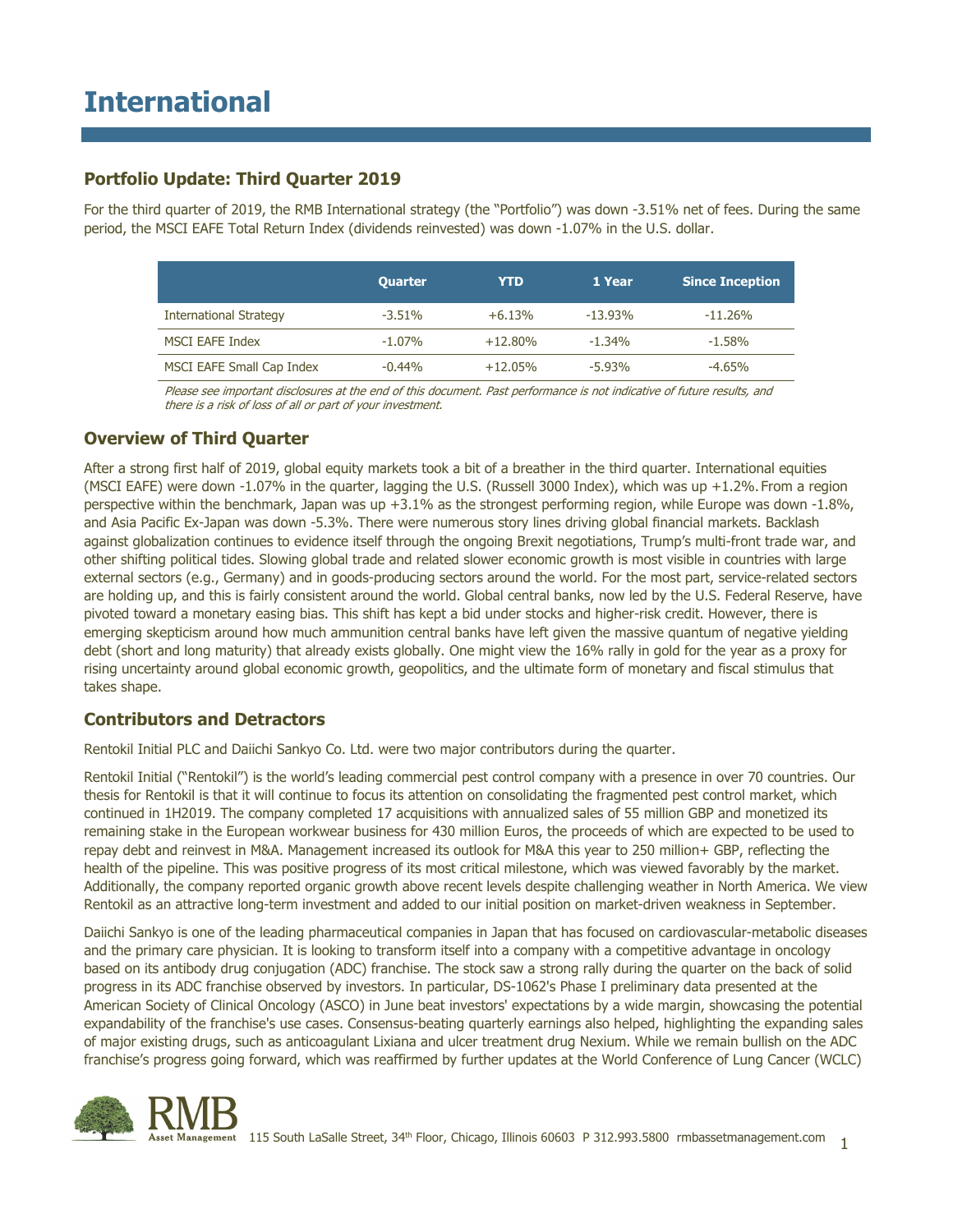# International

## Portfolio Update: Third Quarter 2019

For the third quarter of 2019, the RMB International strategy (the "Portfolio") was down -3.51% net of fees. During the same period, the MSCI EAFE Total Return Index (dividends reinvested) was down -1.07% in the U.S. dollar.

| | Quarter | YTD | 1 Year | Since Inception |
|---|---|---|---|---|
| International Strategy | -3.51% | +6.13% | -13.93% | -11.26% |
| MSCI EAFE Index | -1.07% | +12.80% | -1.34% | -1.58% |
| MSCI EAFE Small Cap Index | -0.44% | +12.05% | -5.93% | -4.65% |

*Please see important disclosures at the end of this document. Past performance is not indicative of future results, and there is a risk of loss of all or part of your investment.*

## Overview of Third Quarter

After a strong first half of 2019, global equity markets took a bit of a breather in the third quarter. International equities (MSCI EAFE) were down -1.07% in the quarter, lagging the U.S. (Russell 3000 Index), which was up +1.2%. From a region perspective within the benchmark, Japan was up +3.1% as the strongest performing region, while Europe was down -1.8%, and Asia Pacific Ex-Japan was down -5.3%. There were numerous story lines driving global financial markets. Backlash against globalization continues to evidence itself through the ongoing Brexit negotiations, Trump's multi-front trade war, and other shifting political tides. Slowing global trade and related slower economic growth is most visible in countries with large external sectors (e.g., Germany) and in goods-producing sectors around the world. For the most part, service-related sectors are holding up, and this is fairly consistent around the world. Global central banks, now led by the U.S. Federal Reserve, have pivoted toward a monetary easing bias. This shift has kept a bid under stocks and higher-risk credit. However, there is emerging skepticism around how much ammunition central banks have left given the massive quantum of negative yielding debt (short and long maturity) that already exists globally. One might view the 16% rally in gold for the year as a proxy for rising uncertainty around global economic growth, geopolitics, and the ultimate form of monetary and fiscal stimulus that takes shape.

## Contributors and Detractors

Rentokil Initial PLC and Daiichi Sankyo Co. Ltd. were two major contributors during the quarter.

Rentokil Initial ("Rentokil") is the world's leading commercial pest control company with a presence in over 70 countries. Our thesis for Rentokil is that it will continue to focus its attention on consolidating the fragmented pest control market, which continued in 1H2019. The company completed 17 acquisitions with annualized sales of 55 million GBP and monetized its remaining stake in the European workwear business for 430 million Euros, the proceeds of which are expected to be used to repay debt and reinvest in M&A. Management increased its outlook for M&A this year to 250 million+ GBP, reflecting the health of the pipeline. This was positive progress of its most critical milestone, which was viewed favorably by the market. Additionally, the company reported organic growth above recent levels despite challenging weather in North America. We view Rentokil as an attractive long-term investment and added to our initial position on market-driven weakness in September.

Daiichi Sankyo is one of the leading pharmaceutical companies in Japan that has focused on cardiovascular-metabolic diseases and the primary care physician. It is looking to transform itself into a company with a competitive advantage in oncology based on its antibody drug conjugation (ADC) franchise. The stock saw a strong rally during the quarter on the back of solid progress in its ADC franchise observed by investors. In particular, DS-1062's Phase I preliminary data presented at the American Society of Clinical Oncology (ASCO) in June beat investors' expectations by a wide margin, showcasing the potential expandability of the franchise's use cases. Consensus-beating quarterly earnings also helped, highlighting the expanding sales of major existing drugs, such as anticoagulant Lixiana and ulcer treatment drug Nexium. While we remain bullish on the ADC franchise's progress going forward, which was reaffirmed by further updates at the World Conference of Lung Cancer (WCLC)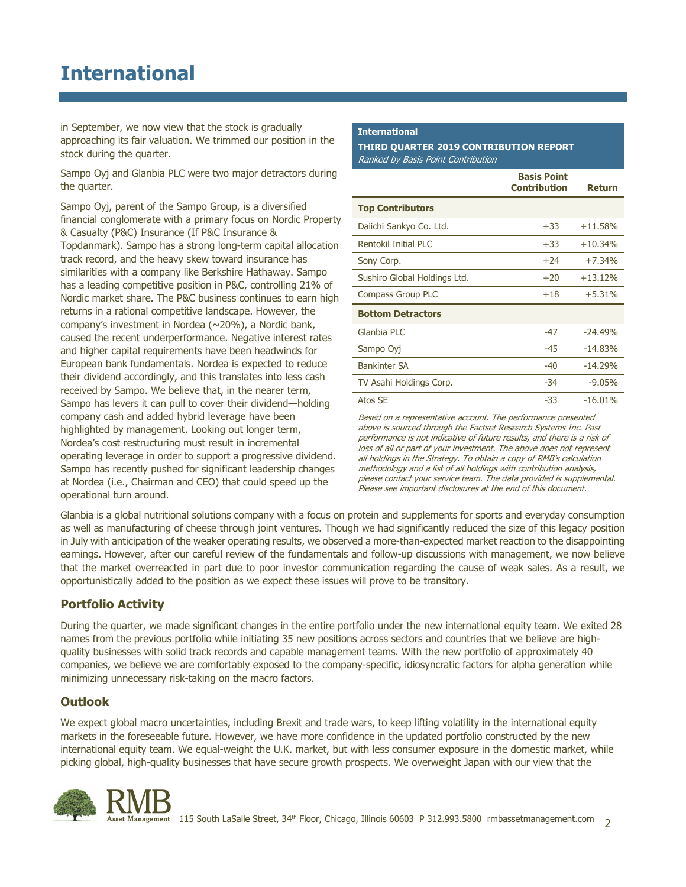# International

in September, we now view that the stock is gradually approaching its fair valuation. We trimmed our position in the stock during the quarter.

Sampo Oyj and Glanbia PLC were two major detractors during the quarter.

Sampo Oyj, parent of the Sampo Group, is a diversified financial conglomerate with a primary focus on Nordic Property & Casualty (P&C) Insurance (If P&C Insurance & Topdanmark). Sampo has a strong long-term capital allocation track record, and the heavy skew toward insurance has similarities with a company like Berkshire Hathaway. Sampo has a leading competitive position in P&C, controlling 21% of Nordic market share. The P&C business continues to earn high returns in a rational competitive landscape. However, the company's investment in Nordea (~20%), a Nordic bank, caused the recent underperformance. Negative interest rates and higher capital requirements have been headwinds for European bank fundamentals. Nordea is expected to reduce their dividend accordingly, and this translates into less cash received by Sampo. We believe that, in the nearer term, Sampo has levers it can pull to cover their dividend—holding company cash and added hybrid leverage have been highlighted by management. Looking out longer term, Nordea's cost restructuring must result in incremental operating leverage in order to support a progressive dividend. Sampo has recently pushed for significant leadership changes at Nordea (i.e., Chairman and CEO) that could speed up the operational turn around.

**International**
**THIRD QUARTER 2019 CONTRIBUTION REPORT**
*Ranked by Basis Point Contribution*

| | Basis Point Contribution | Return |
|---|---|---|
| **Top Contributors** | | |
| Daiichi Sankyo Co. Ltd. | +33 | +11.58% |
| Rentokil Initial PLC | +33 | +10.34% |
| Sony Corp. | +24 | +7.34% |
| Sushiro Global Holdings Ltd. | +20 | +13.12% |
| Compass Group PLC | +18 | +5.31% |
| **Bottom Detractors** | | |
| Glanbia PLC | -47 | -24.49% |
| Sampo Oyj | -45 | -14.83% |
| Bankinter SA | -40 | -14.29% |
| TV Asahi Holdings Corp. | -34 | -9.05% |
| Atos SE | -33 | -16.01% |

*Based on a representative account. The performance presented above is sourced through the Factset Research Systems Inc. Past performance is not indicative of future results, and there is a risk of loss of all or part of your investment. The above does not represent all holdings in the Strategy. To obtain a copy of RMB's calculation methodology and a list of all holdings with contribution analysis, please contact your service team. The data provided is supplemental. Please see important disclosures at the end of this document.*

Glanbia is a global nutritional solutions company with a focus on protein and supplements for sports and everyday consumption as well as manufacturing of cheese through joint ventures. Though we had significantly reduced the size of this legacy position in July with anticipation of the weaker operating results, we observed a more-than-expected market reaction to the disappointing earnings. However, after our careful review of the fundamentals and follow-up discussions with management, we now believe that the market overreacted in part due to poor investor communication regarding the cause of weak sales. As a result, we opportunistically added to the position as we expect these issues will prove to be transitory.

## Portfolio Activity

During the quarter, we made significant changes in the entire portfolio under the new international equity team. We exited 28 names from the previous portfolio while initiating 35 new positions across sectors and countries that we believe are high-quality businesses with solid track records and capable management teams. With the new portfolio of approximately 40 companies, we believe we are comfortably exposed to the company-specific, idiosyncratic factors for alpha generation while minimizing unnecessary risk-taking on the macro factors.

## Outlook

We expect global macro uncertainties, including Brexit and trade wars, to keep lifting volatility in the international equity markets in the foreseeable future. However, we have more confidence in the updated portfolio constructed by the new international equity team. We equal-weight the U.K. market, but with less consumer exposure in the domestic market, while picking global, high-quality businesses that have secure growth prospects. We overweight Japan with our view that the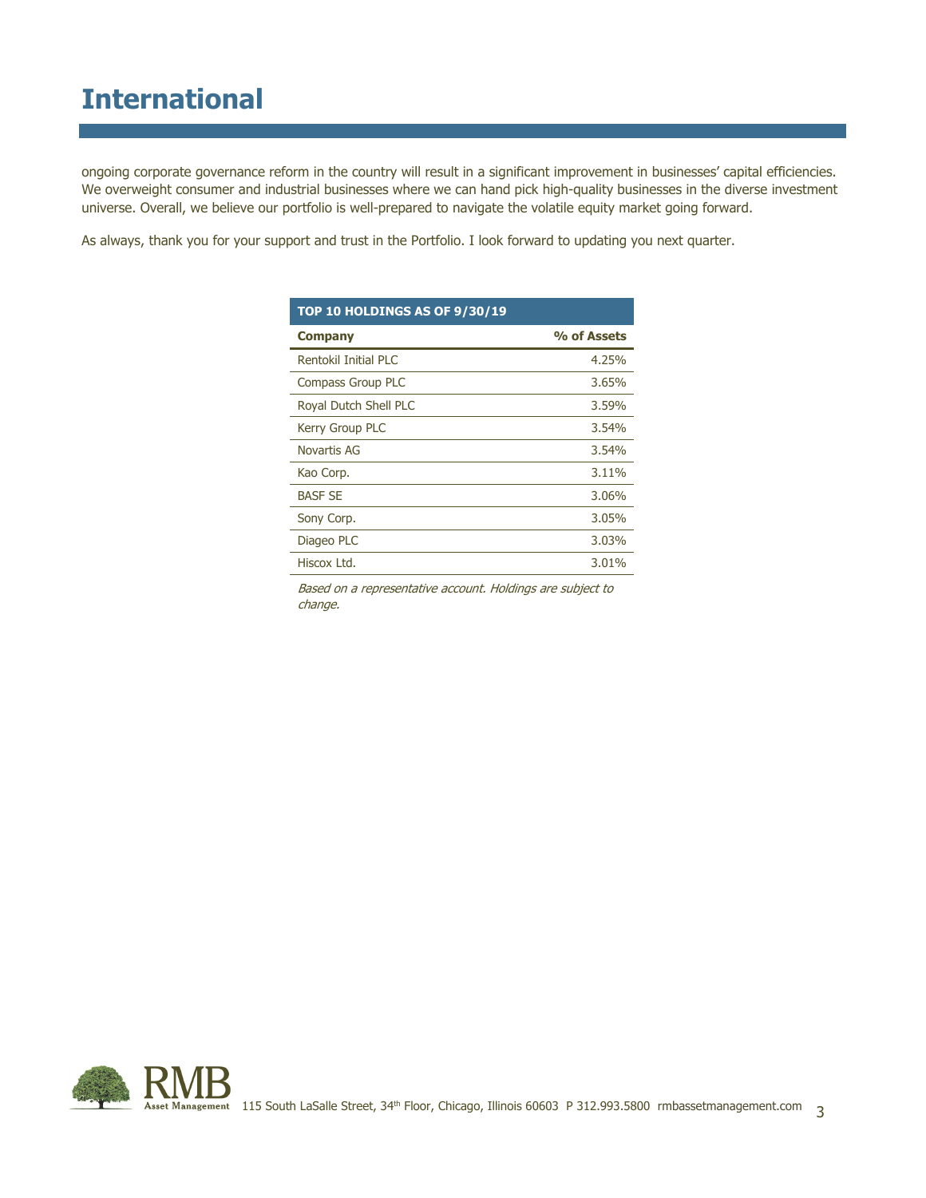# International

ongoing corporate governance reform in the country will result in a significant improvement in businesses' capital efficiencies. We overweight consumer and industrial businesses where we can hand pick high-quality businesses in the diverse investment universe. Overall, we believe our portfolio is well-prepared to navigate the volatile equity market going forward.

As always, thank you for your support and trust in the Portfolio. I look forward to updating you next quarter.

| TOP 10 HOLDINGS AS OF 9/30/19 | |
|---|---|
| **Company** | **% of Assets** |
| Rentokil Initial PLC | 4.25% |
| Compass Group PLC | 3.65% |
| Royal Dutch Shell PLC | 3.59% |
| Kerry Group PLC | 3.54% |
| Novartis AG | 3.54% |
| Kao Corp. | 3.11% |
| BASF SE | 3.06% |
| Sony Corp. | 3.05% |
| Diageo PLC | 3.03% |
| Hiscox Ltd. | 3.01% |

*Based on a representative account. Holdings are subject to change.*

RMB Asset Management 115 South LaSalle Street, 34th Floor, Chicago, Illinois 60603 P 312.993.5800 rmbassetmanagement.com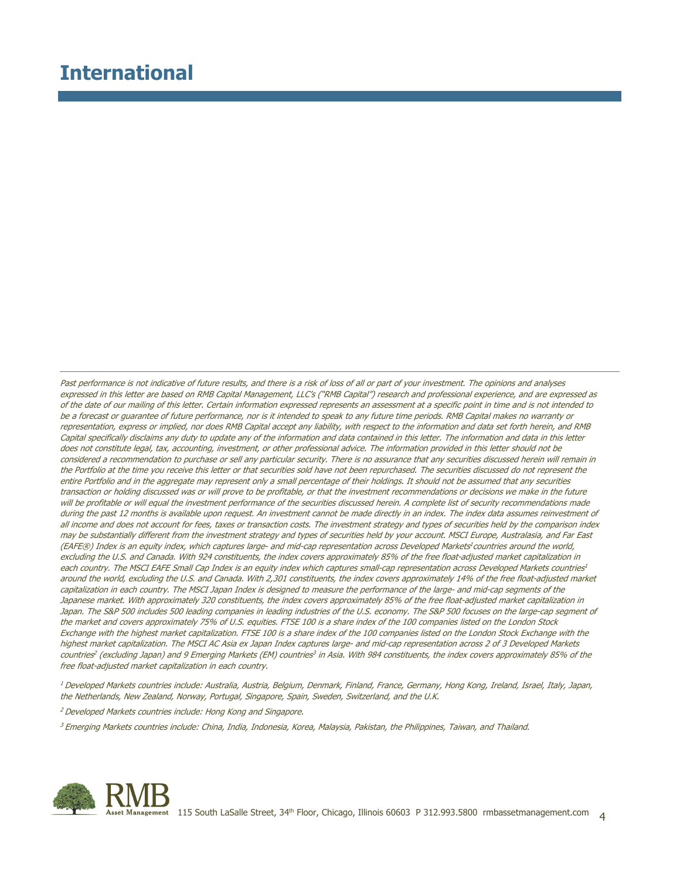# International

*Past performance is not indicative of future results, and there is a risk of loss of all or part of your investment. The opinions and analyses expressed in this letter are based on RMB Capital Management, LLC's ("RMB Capital") research and professional experience, and are expressed as of the date of our mailing of this letter. Certain information expressed represents an assessment at a specific point in time and is not intended to be a forecast or guarantee of future performance, nor is it intended to speak to any future time periods. RMB Capital makes no warranty or representation, express or implied, nor does RMB Capital accept any liability, with respect to the information and data set forth herein, and RMB Capital specifically disclaims any duty to update any of the information and data contained in this letter. The information and data in this letter does not constitute legal, tax, accounting, investment, or other professional advice. The information provided in this letter should not be considered a recommendation to purchase or sell any particular security. There is no assurance that any securities discussed herein will remain in the Portfolio at the time you receive this letter or that securities sold have not been repurchased. The securities discussed do not represent the entire Portfolio and in the aggregate may represent only a small percentage of their holdings. It should not be assumed that any securities transaction or holding discussed was or will prove to be profitable, or that the investment recommendations or decisions we make in the future will be profitable or will equal the investment performance of the securities discussed herein. A complete list of security recommendations made during the past 12 months is available upon request. An investment cannot be made directly in an index. The index data assumes reinvestment of all income and does not account for fees, taxes or transaction costs. The investment strategy and types of securities held by the comparison index may be substantially different from the investment strategy and types of securities held by your account. MSCI Europe, Australasia, and Far East (EAFE®) Index is an equity index, which captures large- and mid-cap representation across Developed Markets[1] countries around the world, excluding the U.S. and Canada. With 924 constituents, the index covers approximately 85% of the free float-adjusted market capitalization in each country. The MSCI EAFE Small Cap Index is an equity index which captures small-cap representation across Developed Markets countries[1] around the world, excluding the U.S. and Canada. With 2,301 constituents, the index covers approximately 14% of the free float-adjusted market capitalization in each country. The MSCI Japan Index is designed to measure the performance of the large- and mid-cap segments of the Japanese market. With approximately 320 constituents, the index covers approximately 85% of the free float-adjusted market capitalization in Japan. The S&P 500 includes 500 leading companies in leading industries of the U.S. economy. The S&P 500 focuses on the large-cap segment of the market and covers approximately 75% of U.S. equities. FTSE 100 is a share index of the 100 companies listed on the London Stock Exchange with the highest market capitalization. FTSE 100 is a share index of the 100 companies listed on the London Stock Exchange with the highest market capitalization. The MSCI AC Asia ex Japan Index captures large- and mid-cap representation across 2 of 3 Developed Markets countries[2] (excluding Japan) and 9 Emerging Markets (EM) countries[3] in Asia. With 984 constituents, the index covers approximately 85% of the free float-adjusted market capitalization in each country.*

*[1] Developed Markets countries include: Australia, Austria, Belgium, Denmark, Finland, France, Germany, Hong Kong, Ireland, Israel, Italy, Japan, the Netherlands, New Zealand, Norway, Portugal, Singapore, Spain, Sweden, Switzerland, and the U.K.*

*[2] Developed Markets countries include: Hong Kong and Singapore.*

*[3] Emerging Markets countries include: China, India, Indonesia, Korea, Malaysia, Pakistan, the Philippines, Taiwan, and Thailand.*

RMB Asset Management 115 South LaSalle Street, 34th Floor, Chicago, Illinois 60603 P 312.993.5800 rmbassetmanagement.com